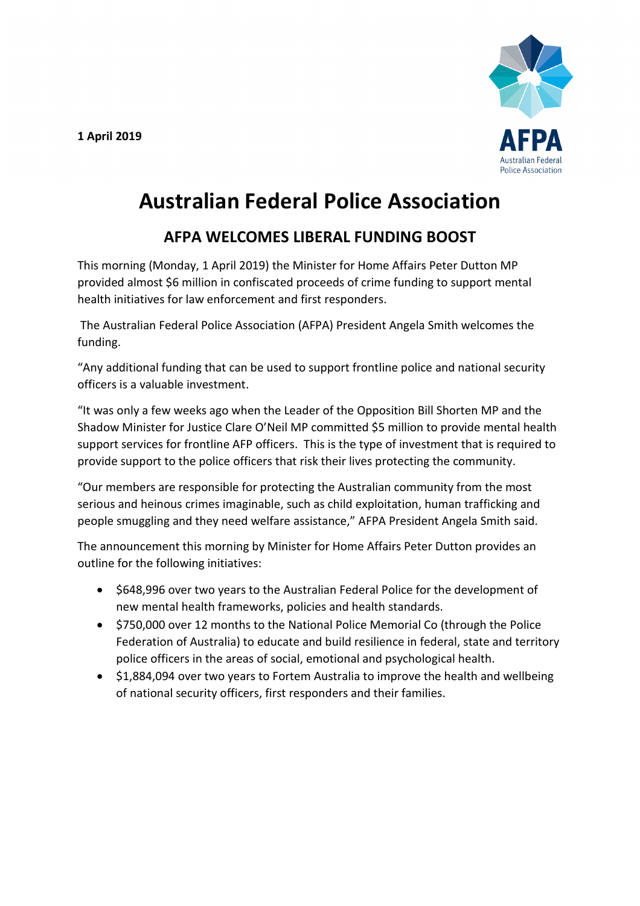**1 April 2019**

AFPA
Australian Federal Police Association

# Australian Federal Police Association

## AFPA WELCOMES LIBERAL FUNDING BOOST

This morning (Monday, 1 April 2019) the Minister for Home Affairs Peter Dutton MP provided almost $6 million in confiscated proceeds of crime funding to support mental health initiatives for law enforcement and first responders.

The Australian Federal Police Association (AFPA) President Angela Smith welcomes the funding.

"Any additional funding that can be used to support frontline police and national security officers is a valuable investment.

"It was only a few weeks ago when the Leader of the Opposition Bill Shorten MP and the Shadow Minister for Justice Clare O'Neil MP committed $5 million to provide mental health support services for frontline AFP officers. This is the type of investment that is required to provide support to the police officers that risk their lives protecting the community.

"Our members are responsible for protecting the Australian community from the most serious and heinous crimes imaginable, such as child exploitation, human trafficking and people smuggling and they need welfare assistance," AFPA President Angela Smith said.

The announcement this morning by Minister for Home Affairs Peter Dutton provides an outline for the following initiatives:

- $648,996 over two years to the Australian Federal Police for the development of new mental health frameworks, policies and health standards.
- $750,000 over 12 months to the National Police Memorial Co (through the Police Federation of Australia) to educate and build resilience in federal, state and territory police officers in the areas of social, emotional and psychological health.
- $1,884,094 over two years to Fortem Australia to improve the health and wellbeing of national security officers, first responders and their families.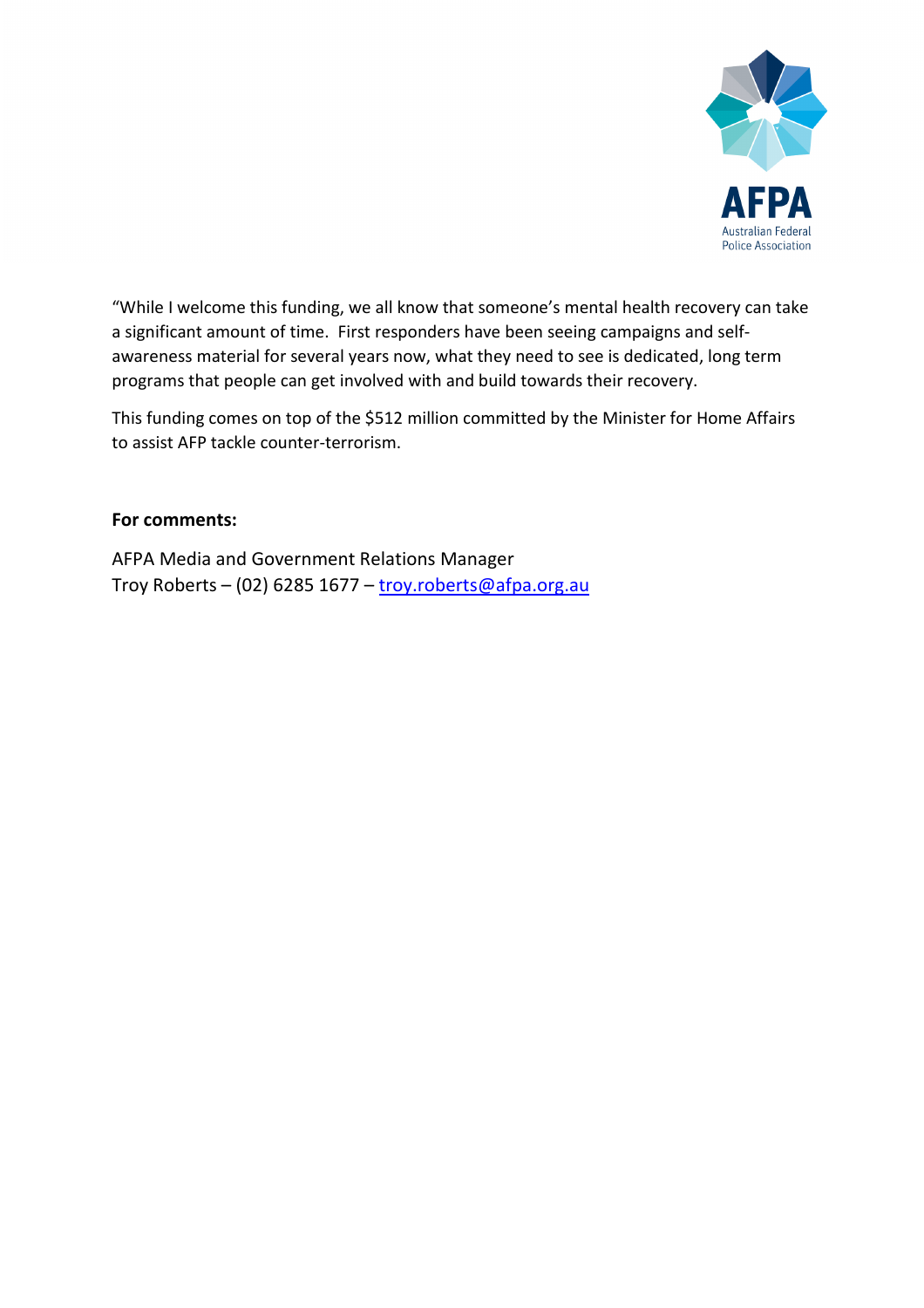"While I welcome this funding, we all know that someone's mental health recovery can take a significant amount of time. First responders have been seeing campaigns and self-awareness material for several years now, what they need to see is dedicated, long term programs that people can get involved with and build towards their recovery.

This funding comes on top of the $512 million committed by the Minister for Home Affairs to assist AFP tackle counter-terrorism.

**For comments:**

AFPA Media and Government Relations Manager
Troy Roberts – (02) 6285 1677 – troy.roberts@afpa.org.au